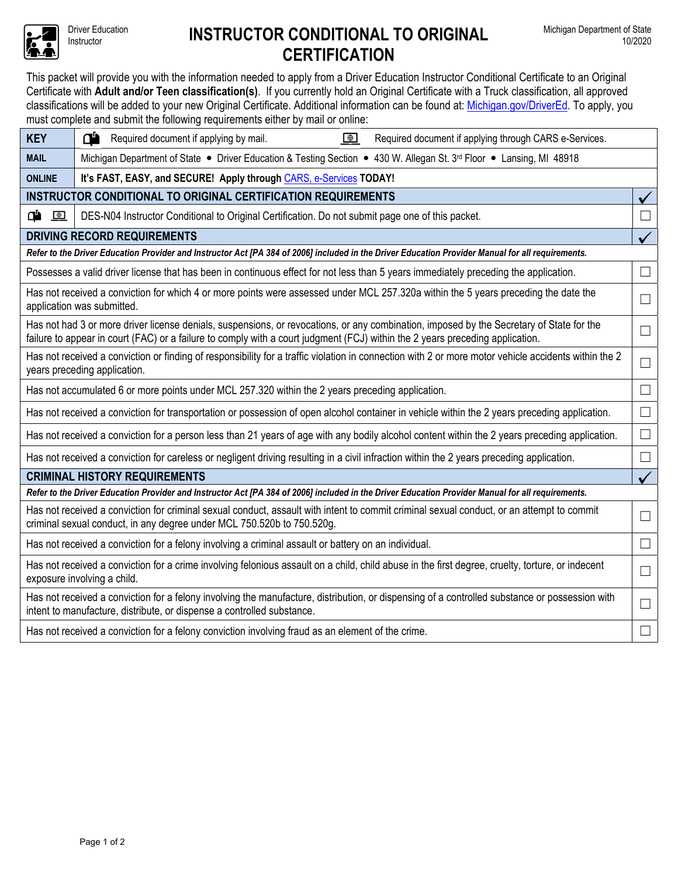Driver Education Instructor

# INSTRUCTOR CONDITIONAL TO ORIGINAL CERTIFICATION

Michigan Department of State 10/2020

This packet will provide you with the information needed to apply from a Driver Education Instructor Conditional Certificate to an Original Certificate with **Adult and/or Teen classification(s)**. If you currently hold an Original Certificate with a Truck classification, all approved classifications will be added to your new Original Certificate. Additional information can be found at: Michigan.gov/DriverEd. To apply, you must complete and submit the following requirements either by mail or online:

| **KEY** | 📫 Required document if applying by mail. 💻 Required document if applying through CARS e-Services. | |
|---|---|---|
| **MAIL** | Michigan Department of State • Driver Education & Testing Section • 430 W. Allegan St. 3rd Floor • Lansing, MI 48918 | |
| **ONLINE** | **It's FAST, EASY, and SECURE! Apply through** CARS, e-Services **TODAY!** | |
| **INSTRUCTOR CONDITIONAL TO ORIGINAL CERTIFICATION REQUIREMENTS** | | ✓ |
| 📫 💻 | DES-N04 Instructor Conditional to Original Certification. Do not submit page one of this packet. | ☐ |
| **DRIVING RECORD REQUIREMENTS** | | ✓ |
| ***Refer to the Driver Education Provider and Instructor Act [PA 384 of 2006] included in the Driver Education Provider Manual for all requirements.*** | | |
| Possesses a valid driver license that has been in continuous effect for not less than 5 years immediately preceding the application. | | ☐ |
| Has not received a conviction for which 4 or more points were assessed under MCL 257.320a within the 5 years preceding the date the application was submitted. | | ☐ |
| Has not had 3 or more driver license denials, suspensions, or revocations, or any combination, imposed by the Secretary of State for the failure to appear in court (FAC) or a failure to comply with a court judgment (FCJ) within the 2 years preceding application. | | ☐ |
| Has not received a conviction or finding of responsibility for a traffic violation in connection with 2 or more motor vehicle accidents within the 2 years preceding application. | | ☐ |
| Has not accumulated 6 or more points under MCL 257.320 within the 2 years preceding application. | | ☐ |
| Has not received a conviction for transportation or possession of open alcohol container in vehicle within the 2 years preceding application. | | ☐ |
| Has not received a conviction for a person less than 21 years of age with any bodily alcohol content within the 2 years preceding application. | | ☐ |
| Has not received a conviction for careless or negligent driving resulting in a civil infraction within the 2 years preceding application. | | ☐ |
| **CRIMINAL HISTORY REQUIREMENTS** | | ✓ |
| ***Refer to the Driver Education Provider and Instructor Act [PA 384 of 2006] included in the Driver Education Provider Manual for all requirements.*** | | |
| Has not received a conviction for criminal sexual conduct, assault with intent to commit criminal sexual conduct, or an attempt to commit criminal sexual conduct, in any degree under MCL 750.520b to 750.520g. | | ☐ |
| Has not received a conviction for a felony involving a criminal assault or battery on an individual. | | ☐ |
| Has not received a conviction for a crime involving felonious assault on a child, child abuse in the first degree, cruelty, torture, or indecent exposure involving a child. | | ☐ |
| Has not received a conviction for a felony involving the manufacture, distribution, or dispensing of a controlled substance or possession with intent to manufacture, distribute, or dispense a controlled substance. | | ☐ |
| Has not received a conviction for a felony conviction involving fraud as an element of the crime. | | ☐ |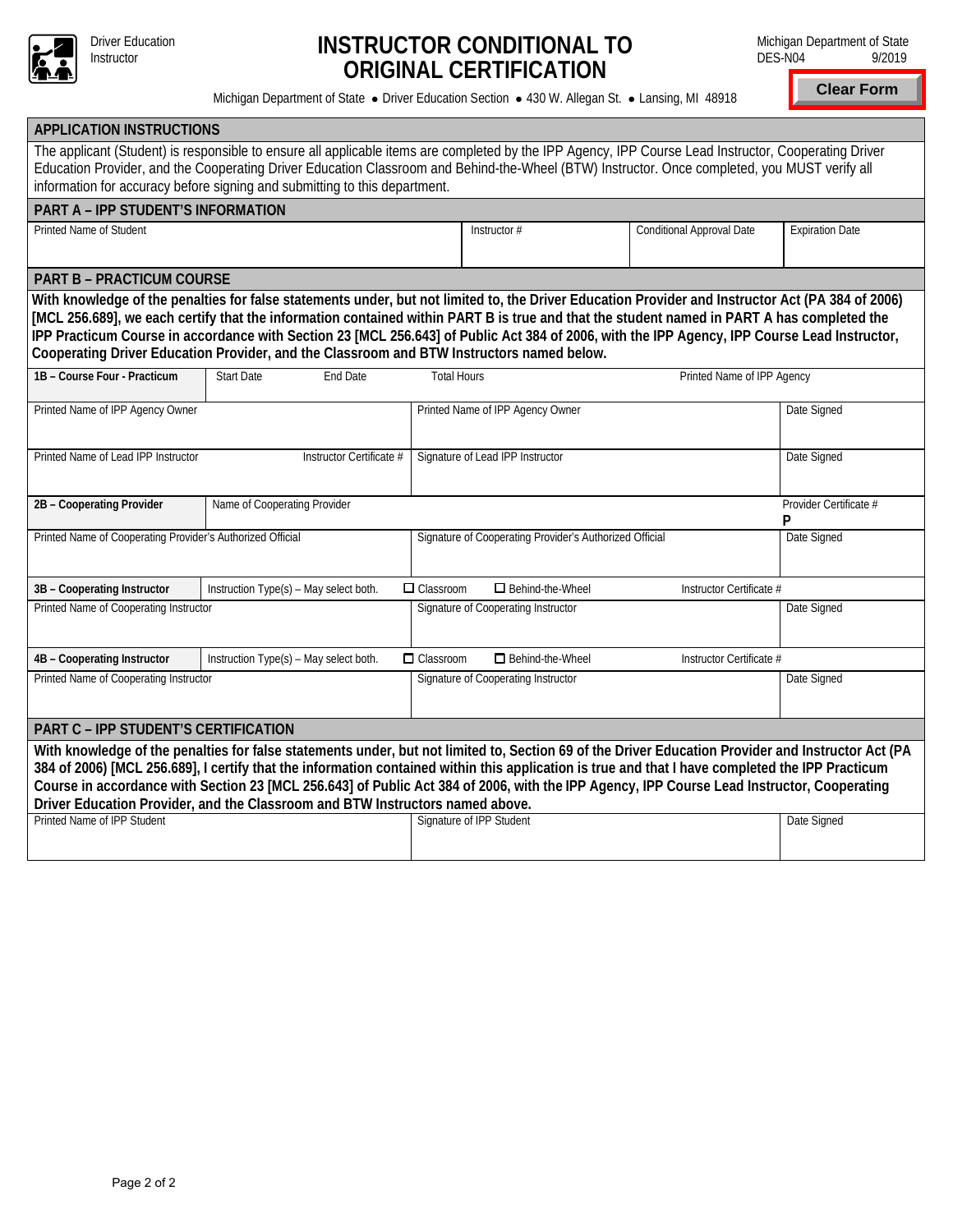Driver Education Instructor

# INSTRUCTOR CONDITIONAL TO ORIGINAL CERTIFICATION

Michigan Department of State
DES-N04 9/2019

Michigan Department of State • Driver Education Section • 430 W. Allegan St. • Lansing, MI 48918

Clear Form

## APPLICATION INSTRUCTIONS

The applicant (Student) is responsible to ensure all applicable items are completed by the IPP Agency, IPP Course Lead Instructor, Cooperating Driver Education Provider, and the Cooperating Driver Education Classroom and Behind-the-Wheel (BTW) Instructor. Once completed, you MUST verify all information for accuracy before signing and submitting to this department.

## PART A – IPP STUDENT'S INFORMATION

| Printed Name of Student | Instructor # | Conditional Approval Date | Expiration Date |
|---|---|---|---|
| | | | |

## PART B – PRACTICUM COURSE

**With knowledge of the penalties for false statements under, but not limited to, the Driver Education Provider and Instructor Act (PA 384 of 2006) [MCL 256.689], we each certify that the information contained within PART B is true and that the student named in PART A has completed the IPP Practicum Course in accordance with Section 23 [MCL 256.643] of Public Act 384 of 2006, with the IPP Agency, IPP Course Lead Instructor, Cooperating Driver Education Provider, and the Classroom and BTW Instructors named below.**

| **1B – Course Four - Practicum** | Start Date | End Date | Total Hours | Printed Name of IPP Agency |
|---|---|---|---|---|
| Printed Name of IPP Agency Owner | | Printed Name of IPP Agency Owner | | Date Signed |
| Printed Name of Lead IPP Instructor | Instructor Certificate # | Signature of Lead IPP Instructor | | Date Signed |

| **2B – Cooperating Provider** | Name of Cooperating Provider | Provider Certificate # P |
|---|---|---|
| Printed Name of Cooperating Provider's Authorized Official | Signature of Cooperating Provider's Authorized Official | Date Signed |

| **3B – Cooperating Instructor** | Instruction Type(s) – May select both. ☐ Classroom ☐ Behind-the-Wheel | Instructor Certificate # |
|---|---|---|
| Printed Name of Cooperating Instructor | Signature of Cooperating Instructor | Date Signed |

| **4B – Cooperating Instructor** | Instruction Type(s) – May select both. ☐ Classroom ☐ Behind-the-Wheel | Instructor Certificate # |
|---|---|---|
| Printed Name of Cooperating Instructor | Signature of Cooperating Instructor | Date Signed |

## PART C – IPP STUDENT'S CERTIFICATION

**With knowledge of the penalties for false statements under, but not limited to, Section 69 of the Driver Education Provider and Instructor Act (PA 384 of 2006) [MCL 256.689], I certify that the information contained within this application is true and that I have completed the IPP Practicum Course in accordance with Section 23 [MCL 256.643] of Public Act 384 of 2006, with the IPP Agency, IPP Course Lead Instructor, Cooperating Driver Education Provider, and the Classroom and BTW Instructors named above.**

| Printed Name of IPP Student | Signature of IPP Student | Date Signed |
|---|---|---|
| | | |